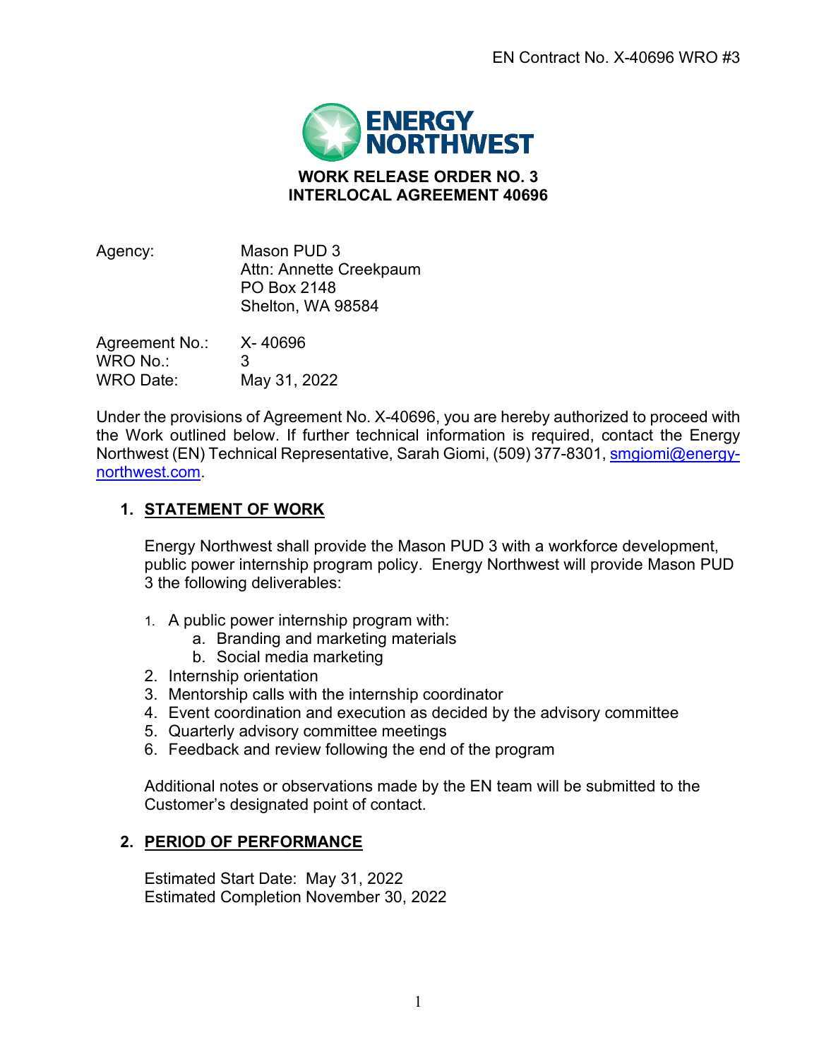EN Contract No. X-40696 WRO #3

ENERGY NORTHWEST

**WORK RELEASE ORDER NO. 3**
**INTERLOCAL AGREEMENT 40696**

Agency: Mason PUD 3
Attn: Annette Creekpaum
PO Box 2148
Shelton, WA 98584

Agreement No.: X- 40696
WRO No.: 3
WRO Date: May 31, 2022

Under the provisions of Agreement No. X-40696, you are hereby authorized to proceed with the Work outlined below. If further technical information is required, contact the Energy Northwest (EN) Technical Representative, Sarah Giomi, (509) 377-8301, smgiomi@energy-northwest.com.

## 1. STATEMENT OF WORK

Energy Northwest shall provide the Mason PUD 3 with a workforce development, public power internship program policy. Energy Northwest will provide Mason PUD 3 the following deliverables:

1. A public power internship program with:
   a. Branding and marketing materials
   b. Social media marketing
2. Internship orientation
3. Mentorship calls with the internship coordinator
4. Event coordination and execution as decided by the advisory committee
5. Quarterly advisory committee meetings
6. Feedback and review following the end of the program

Additional notes or observations made by the EN team will be submitted to the Customer's designated point of contact.

## 2. PERIOD OF PERFORMANCE

Estimated Start Date: May 31, 2022
Estimated Completion November 30, 2022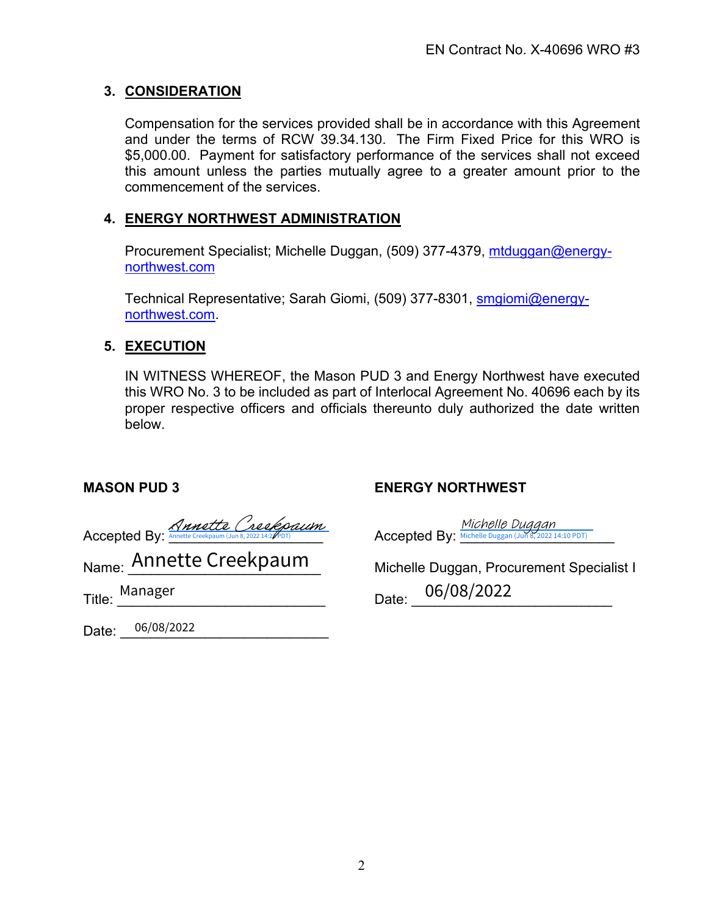EN Contract No. X-40696 WRO #3

## 3. CONSIDERATION

Compensation for the services provided shall be in accordance with this Agreement and under the terms of RCW 39.34.130. The Firm Fixed Price for this WRO is $5,000.00. Payment for satisfactory performance of the services shall not exceed this amount unless the parties mutually agree to a greater amount prior to the commencement of the services.

## 4. ENERGY NORTHWEST ADMINISTRATION

Procurement Specialist; Michelle Duggan, (509) 377-4379, mtduggan@energy-northwest.com

Technical Representative; Sarah Giomi, (509) 377-8301, smgiomi@energy-northwest.com.

## 5. EXECUTION

IN WITNESS WHEREOF, the Mason PUD 3 and Energy Northwest have executed this WRO No. 3 to be included as part of Interlocal Agreement No. 40696 each by its proper respective officers and officials thereunto duly authorized the date written below.

**MASON PUD 3**

Accepted By: Annette Creekpaum
Annette Creekpaum (Jun 8, 2022 14:27 PDT)

Name: Annette Creekpaum

Title: Manager

Date: 06/08/2022

**ENERGY NORTHWEST**

Accepted By: Michelle Duggan
Michelle Duggan (Jun 8, 2022 14:10 PDT)

Michelle Duggan, Procurement Specialist I

Date: 06/08/2022